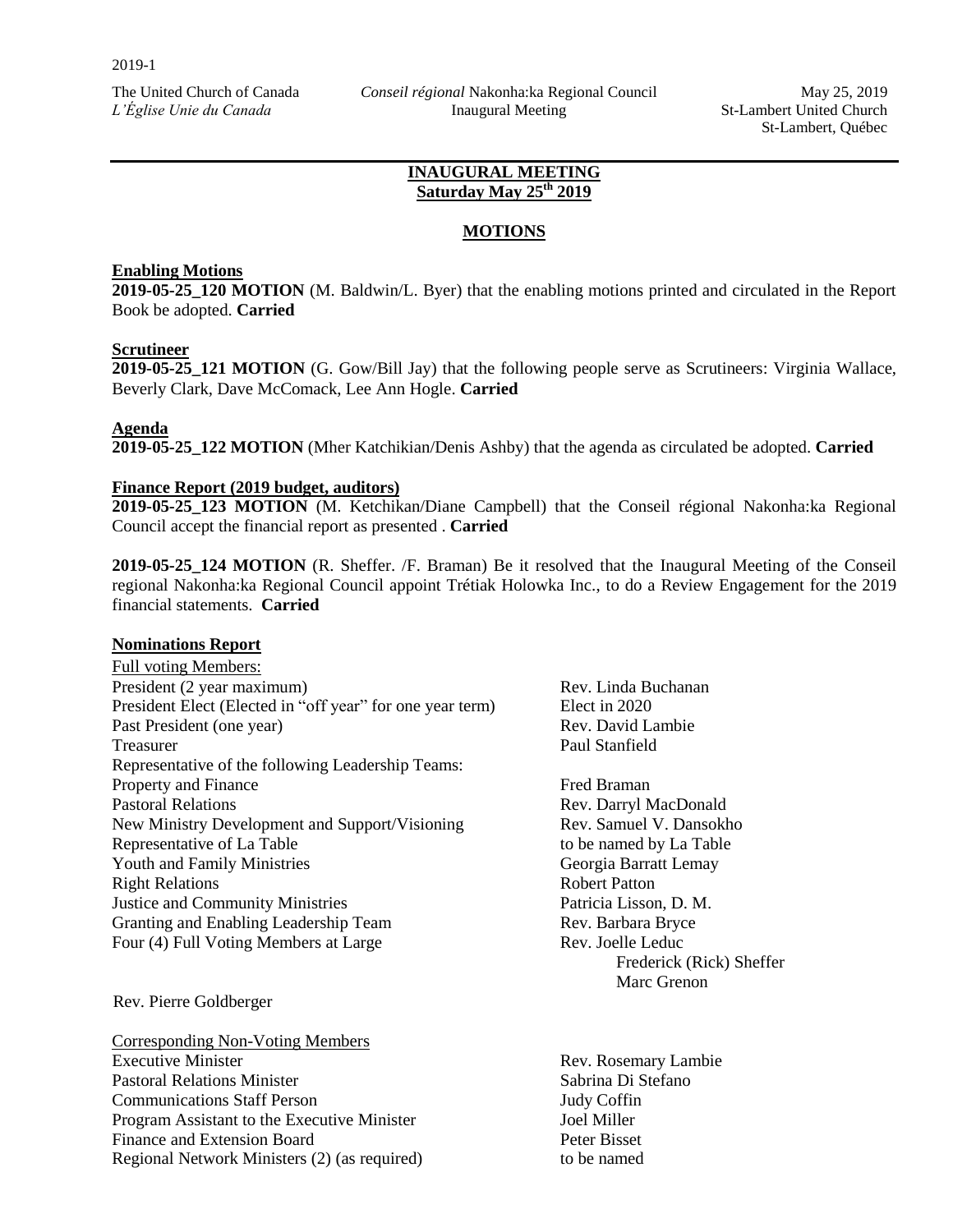2019-1

The United Church of Canada
*L'Église Unie du Canada*

*Conseil régional* Nakonha:ka Regional Council
Inaugural Meeting

May 25, 2019
St-Lambert United Church
St-Lambert, Québec

## INAUGURAL MEETING
## Saturday May 25th 2019

## MOTIONS

**Enabling Motions**

**2019-05-25_120 MOTION** (M. Baldwin/L. Byer) that the enabling motions printed and circulated in the Report Book be adopted. **Carried**

**Scrutineer**

**2019-05-25_121 MOTION** (G. Gow/Bill Jay) that the following people serve as Scrutineers: Virginia Wallace, Beverly Clark, Dave McComack, Lee Ann Hogle. **Carried**

**Agenda**

**2019-05-25_122 MOTION** (Mher Katchikian/Denis Ashby) that the agenda as circulated be adopted. **Carried**

**Finance Report (2019 budget, auditors)**

**2019-05-25_123 MOTION** (M. Ketchikan/Diane Campbell) that the Conseil régional Nakonha:ka Regional Council accept the financial report as presented . **Carried**

**2019-05-25_124 MOTION** (R. Sheffer. /F. Braman) Be it resolved that the Inaugural Meeting of the Conseil regional Nakonha:ka Regional Council appoint Trétiak Holowka Inc., to do a Review Engagement for the 2019 financial statements. **Carried**

**Nominations Report**

Full voting Members:

| | |
|---|---|
| President (2 year maximum) | Rev. Linda Buchanan |
| President Elect (Elected in "off year" for one year term) | Elect in 2020 |
| Past President (one year) | Rev. David Lambie |
| Treasurer | Paul Stanfield |
| Representative of the following Leadership Teams: | |
| Property and Finance | Fred Braman |
| Pastoral Relations | Rev. Darryl MacDonald |
| New Ministry Development and Support/Visioning | Rev. Samuel V. Dansokho |
| Representative of La Table | to be named by La Table |
| Youth and Family Ministries | Georgia Barratt Lemay |
| Right Relations | Robert Patton |
| Justice and Community Ministries | Patricia Lisson, D. M. |
| Granting and Enabling Leadership Team | Rev. Barbara Bryce |
| Four (4) Full Voting Members at Large | Rev. Joelle Leduc |
| | Frederick (Rick) Sheffer |
| | Marc Grenon |
| Rev. Pierre Goldberger | |

Corresponding Non-Voting Members

| | |
|---|---|
| Executive Minister | Rev. Rosemary Lambie |
| Pastoral Relations Minister | Sabrina Di Stefano |
| Communications Staff Person | Judy Coffin |
| Program Assistant to the Executive Minister | Joel Miller |
| Finance and Extension Board | Peter Bisset |
| Regional Network Ministers (2) (as required) | to be named |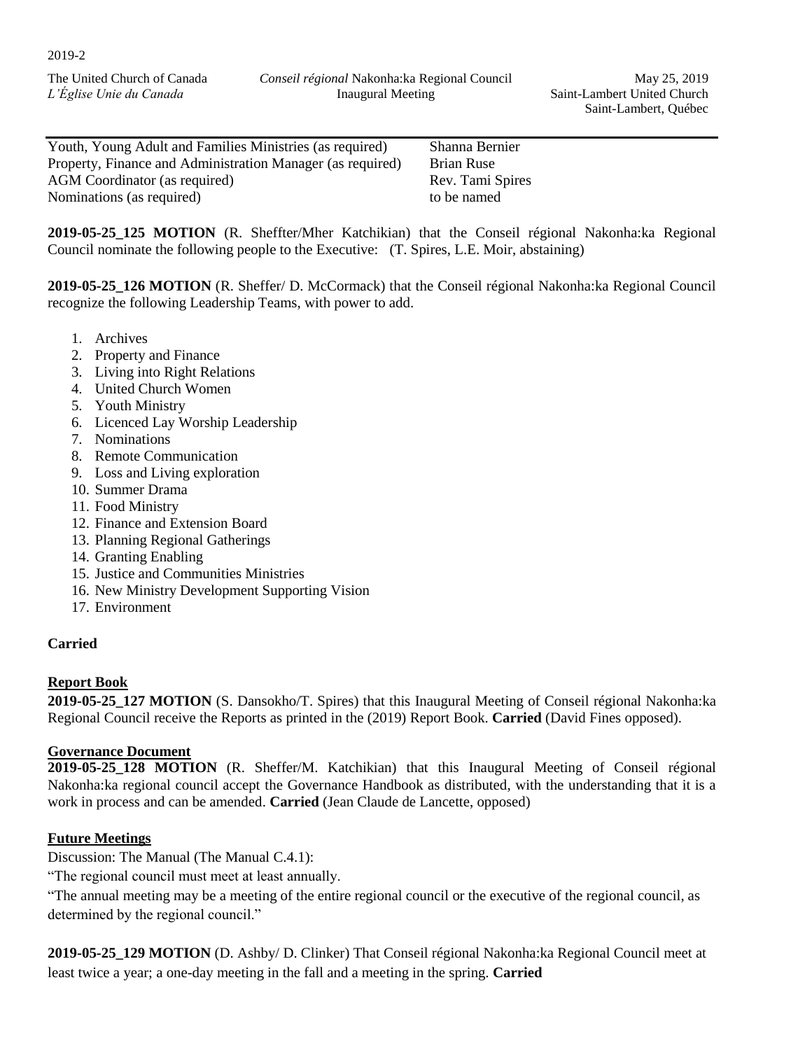| | |
|---|---|
| Youth, Young Adult and Families Ministries (as required) | Shanna Bernier |
| Property, Finance and Administration Manager (as required) | Brian Ruse |
| AGM Coordinator (as required) | Rev. Tami Spires |
| Nominations (as required) | to be named |

**2019-05-25_125 MOTION** (R. Sheffter/Mher Katchikian) that the Conseil régional Nakonha:ka Regional Council nominate the following people to the Executive: (T. Spires, L.E. Moir, abstaining)

**2019-05-25_126 MOTION** (R. Sheffer/ D. McCormack) that the Conseil régional Nakonha:ka Regional Council recognize the following Leadership Teams, with power to add.

1. Archives
2. Property and Finance
3. Living into Right Relations
4. United Church Women
5. Youth Ministry
6. Licenced Lay Worship Leadership
7. Nominations
8. Remote Communication
9. Loss and Living exploration
10. Summer Drama
11. Food Ministry
12. Finance and Extension Board
13. Planning Regional Gatherings
14. Granting Enabling
15. Justice and Communities Ministries
16. New Ministry Development Supporting Vision
17. Environment

**Carried**

**Report Book**

**2019-05-25_127 MOTION** (S. Dansokho/T. Spires) that this Inaugural Meeting of Conseil régional Nakonha:ka Regional Council receive the Reports as printed in the (2019) Report Book. **Carried** (David Fines opposed).

**Governance Document**

**2019-05-25_128 MOTION** (R. Sheffer/M. Katchikian) that this Inaugural Meeting of Conseil régional Nakonha:ka regional council accept the Governance Handbook as distributed, with the understanding that it is a work in process and can be amended. **Carried** (Jean Claude de Lancette, opposed)

**Future Meetings**

Discussion: The Manual (The Manual C.4.1):

"The regional council must meet at least annually.

"The annual meeting may be a meeting of the entire regional council or the executive of the regional council, as determined by the regional council."

**2019-05-25_129 MOTION** (D. Ashby/ D. Clinker) That Conseil régional Nakonha:ka Regional Council meet at least twice a year; a one-day meeting in the fall and a meeting in the spring. **Carried**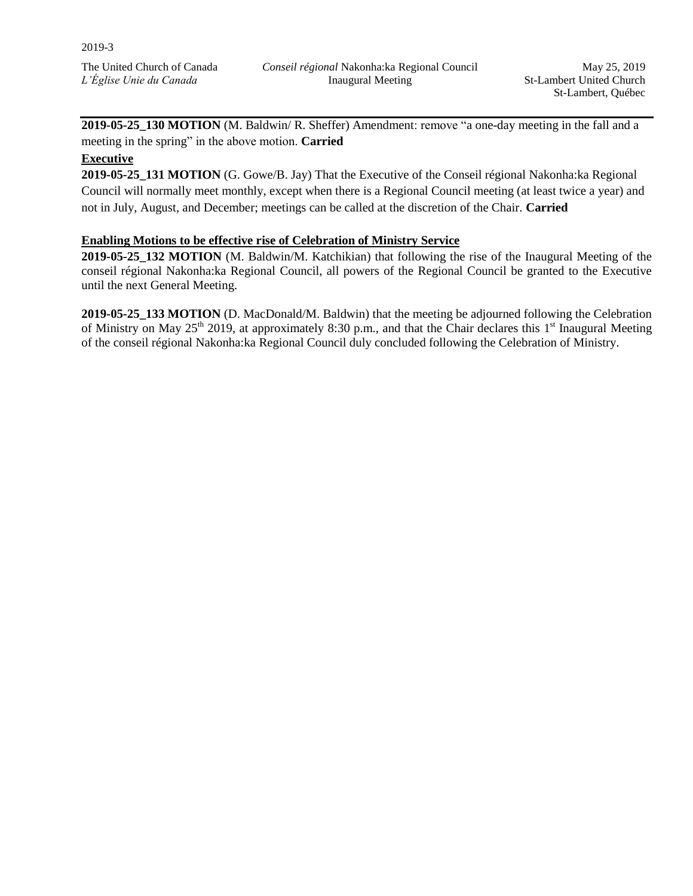**2019-05-25_130 MOTION** (M. Baldwin/ R. Sheffer) Amendment: remove "a one-day meeting in the fall and a meeting in the spring" in the above motion. **Carried**

**Executive**

**2019-05-25_131 MOTION** (G. Gowe/B. Jay) That the Executive of the Conseil régional Nakonha:ka Regional Council will normally meet monthly, except when there is a Regional Council meeting (at least twice a year) and not in July, August, and December; meetings can be called at the discretion of the Chair. **Carried**

**Enabling Motions to be effective rise of Celebration of Ministry Service**

**2019-05-25_132 MOTION** (M. Baldwin/M. Katchikian) that following the rise of the Inaugural Meeting of the conseil régional Nakonha:ka Regional Council, all powers of the Regional Council be granted to the Executive until the next General Meeting.

**2019-05-25_133 MOTION** (D. MacDonald/M. Baldwin) that the meeting be adjourned following the Celebration of Ministry on May 25th 2019, at approximately 8:30 p.m., and that the Chair declares this 1st Inaugural Meeting of the conseil régional Nakonha:ka Regional Council duly concluded following the Celebration of Ministry.